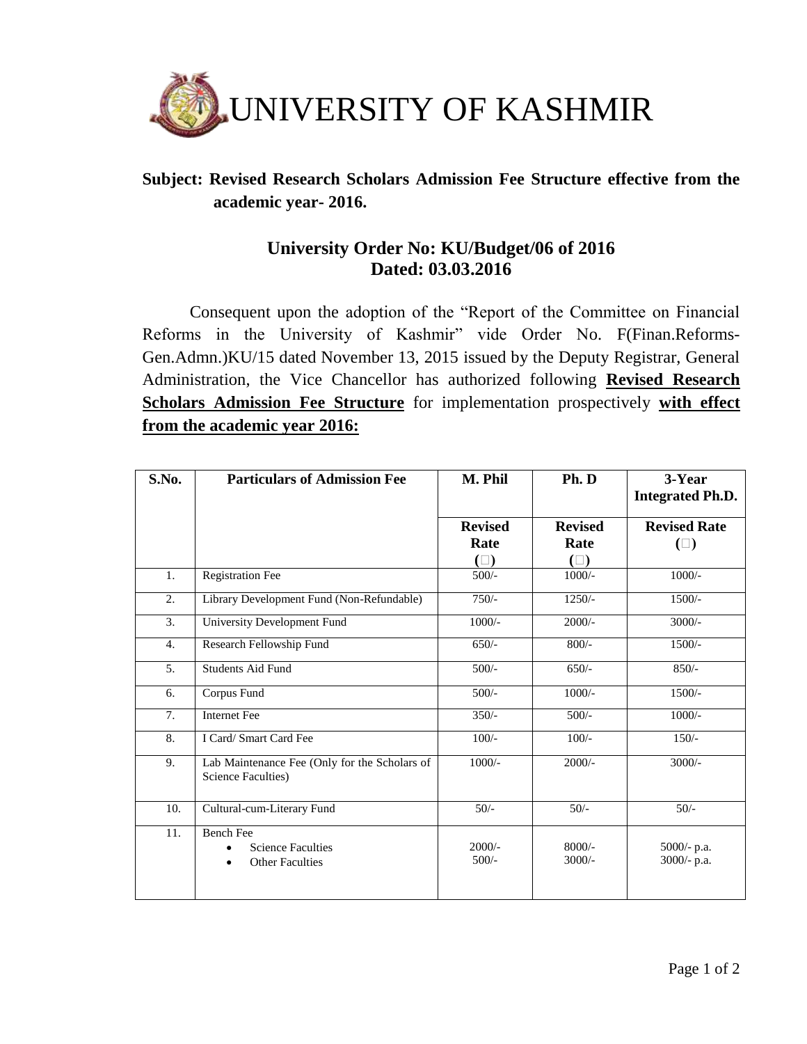# UNIVERSITY OF KASHMIR

**Subject: Revised Research Scholars Admission Fee Structure effective from the academic year- 2016.**

**University Order No: KU/Budget/06 of 2016**
**Dated: 03.03.2016**

Consequent upon the adoption of the "Report of the Committee on Financial Reforms in the University of Kashmir" vide Order No. F(Finan.Reforms-Gen.Admn.)KU/15 dated November 13, 2015 issued by the Deputy Registrar, General Administration, the Vice Chancellor has authorized following **Revised Research Scholars Admission Fee Structure** for implementation prospectively **with effect from the academic year 2016:**

| S.No. | Particulars of Admission Fee | M. Phil | Ph. D | 3-Year Integrated Ph.D. |
|---|---|---|---|---|
| | | Revised Rate (□) | Revised Rate (□) | Revised Rate (□) |
| 1. | Registration Fee | 500/- | 1000/- | 1000/- |
| 2. | Library Development Fund (Non-Refundable) | 750/- | 1250/- | 1500/- |
| 3. | University Development Fund | 1000/- | 2000/- | 3000/- |
| 4. | Research Fellowship Fund | 650/- | 800/- | 1500/- |
| 5. | Students Aid Fund | 500/- | 650/- | 850/- |
| 6. | Corpus Fund | 500/- | 1000/- | 1500/- |
| 7. | Internet Fee | 350/- | 500/- | 1000/- |
| 8. | I Card/ Smart Card Fee | 100/- | 100/- | 150/- |
| 9. | Lab Maintenance Fee (Only for the Scholars of Science Faculties) | 1000/- | 2000/- | 3000/- |
| 10. | Cultural-cum-Literary Fund | 50/- | 50/- | 50/- |
| 11. | Bench Fee<br>• Science Faculties<br>• Other Faculties | <br>2000/-<br>500/- | <br>8000/-<br>3000/- | <br>5000/- p.a.<br>3000/- p.a. |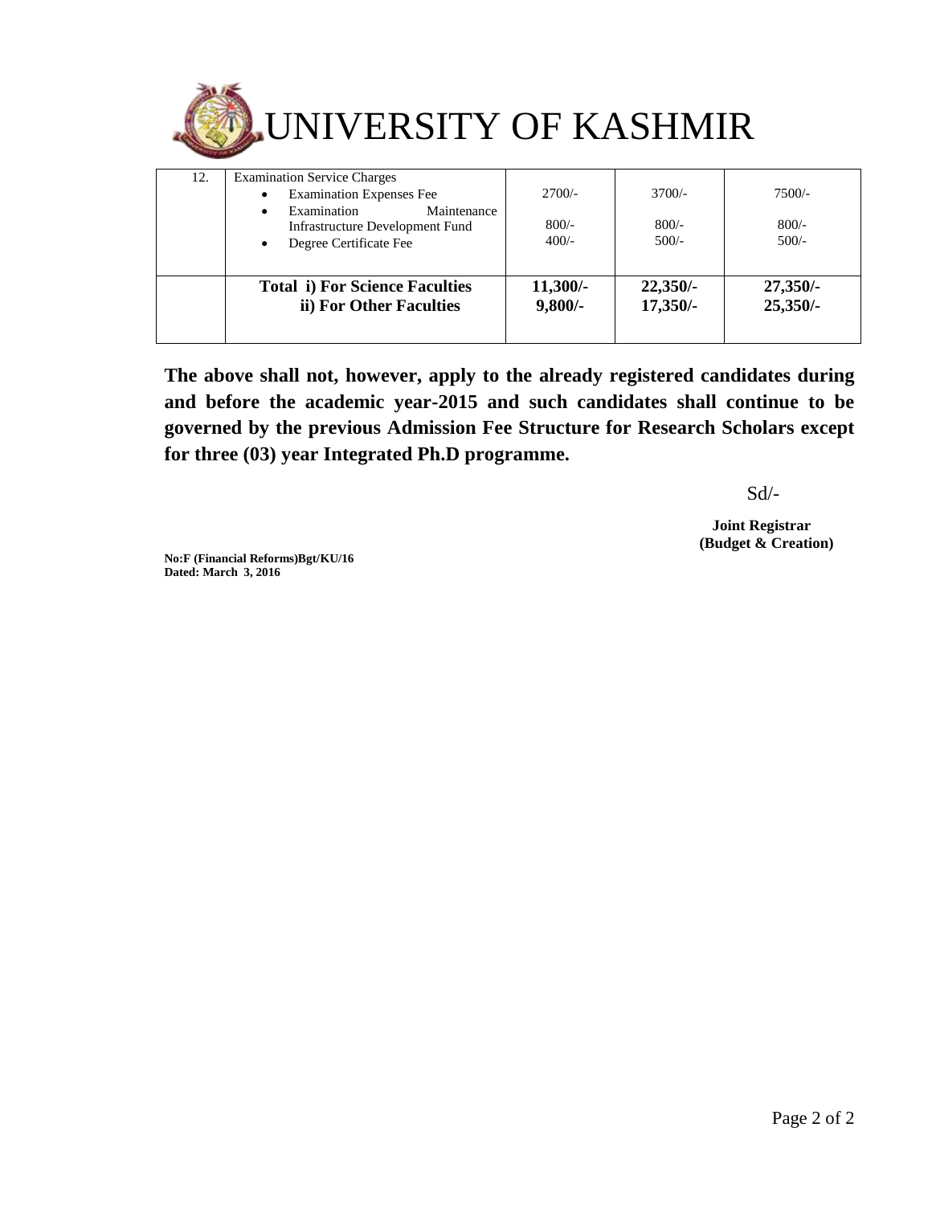# UNIVERSITY OF KASHMIR

| | | | | |
|---|---|---|---|---|
| 12. | Examination Service Charges<br>• Examination Expenses Fee<br>• Examination Maintenance Infrastructure Development Fund<br>• Degree Certificate Fee | 2700/-<br><br>800/-<br>400/- | 3700/-<br><br>800/-<br>500/- | 7500/-<br><br>800/-<br>500/- |
| | **Total i) For Science Faculties**<br>**ii) For Other Faculties** | **11,300/-**<br>**9,800/-** | **22,350/-**<br>**17,350/-** | **27,350/-**<br>**25,350/-** |

**The above shall not, however, apply to the already registered candidates during and before the academic year-2015 and such candidates shall continue to be governed by the previous Admission Fee Structure for Research Scholars except for three (03) year Integrated Ph.D programme.**

Sd/-

**Joint Registrar**
**(Budget & Creation)**

**No:F (Financial Reforms)Bgt/KU/16**
**Dated: March 3, 2016**